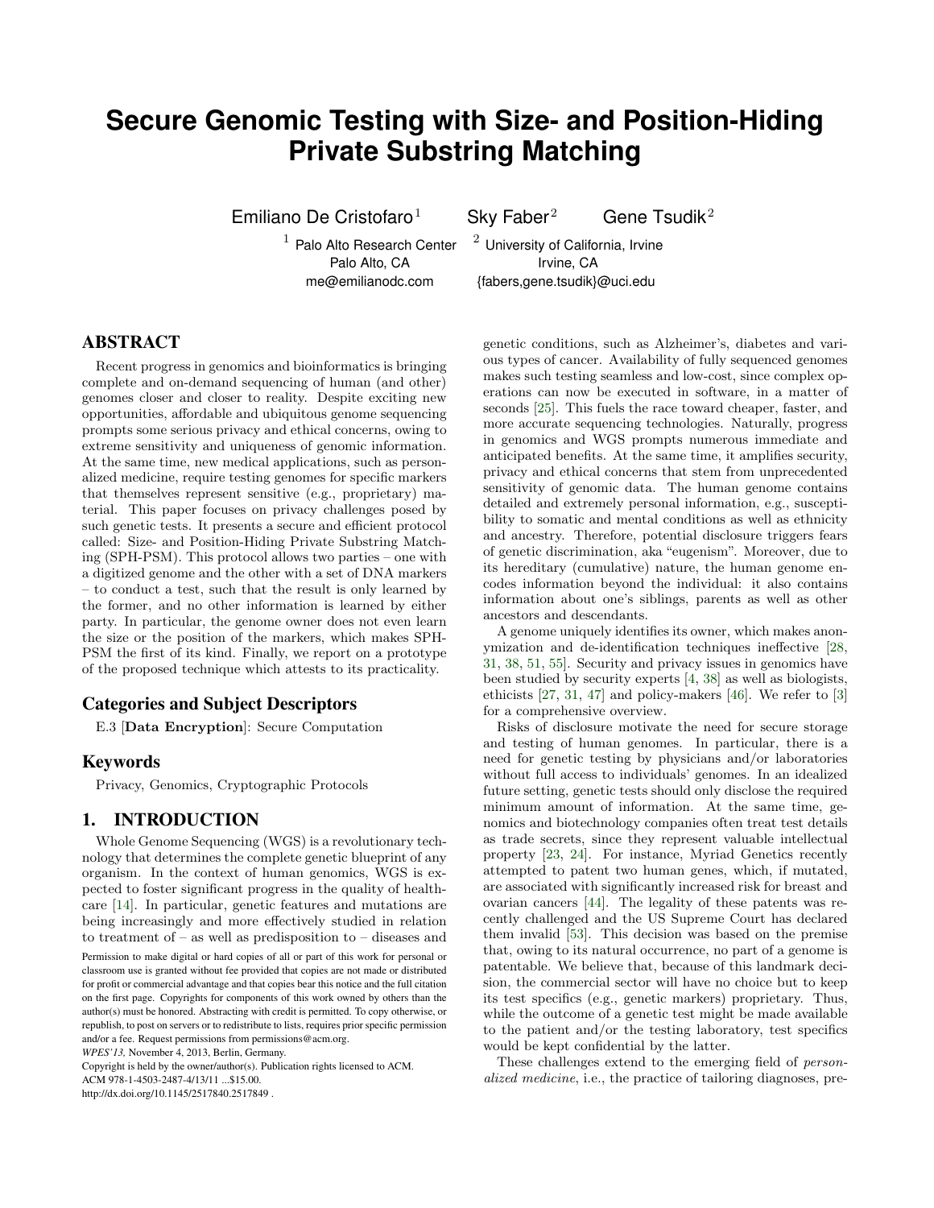# Secure Genomic Testing with Size- and Position-Hiding Private Substring Matching

Emiliano De Cristofaro[1] Sky Faber[2] Gene Tsudik[2]

[1] Palo Alto Research Center
Palo Alto, CA
me@emilianodc.com

[2] University of California, Irvine
Irvine, CA
{fabers,gene.tsudik}@uci.edu

## ABSTRACT

Recent progress in genomics and bioinformatics is bringing complete and on-demand sequencing of human (and other) genomes closer and closer to reality. Despite exciting new opportunities, affordable and ubiquitous genome sequencing prompts some serious privacy and ethical concerns, owing to extreme sensitivity and uniqueness of genomic information. At the same time, new medical applications, such as personalized medicine, require testing genomes for specific markers that themselves represent sensitive (e.g., proprietary) material. This paper focuses on privacy challenges posed by such genetic tests. It presents a secure and efficient protocol called: Size- and Position-Hiding Private Substring Matching (SPH-PSM). This protocol allows two parties – one with a digitized genome and the other with a set of DNA markers – to conduct a test, such that the result is only learned by the former, and no other information is learned by either party. In particular, the genome owner does not even learn the size or the position of the markers, which makes SPH-PSM the first of its kind. Finally, we report on a prototype of the proposed technique which attests to its practicality.

### Categories and Subject Descriptors

E.3 [**Data Encryption**]: Secure Computation

### Keywords

Privacy, Genomics, Cryptographic Protocols

## 1. INTRODUCTION

Whole Genome Sequencing (WGS) is a revolutionary technology that determines the complete genetic blueprint of any organism. In the context of human genomics, WGS is expected to foster significant progress in the quality of healthcare [14]. In particular, genetic features and mutations are being increasingly and more effectively studied in relation to treatment of – as well as predisposition to – diseases and genetic conditions, such as Alzheimer's, diabetes and various types of cancer. Availability of fully sequenced genomes makes such testing seamless and low-cost, since complex operations can now be executed in software, in a matter of seconds [25]. This fuels the race toward cheaper, faster, and more accurate sequencing technologies. Naturally, progress in genomics and WGS prompts numerous immediate and anticipated benefits. At the same time, it amplifies security, privacy and ethical concerns that stem from unprecedented sensitivity of genomic data. The human genome contains detailed and extremely personal information, e.g., susceptibility to somatic and mental conditions as well as ethnicity and ancestry. Therefore, potential disclosure triggers fears of genetic discrimination, aka "eugenism". Moreover, due to its hereditary (cumulative) nature, the human genome encodes information beyond the individual: it also contains information about one's siblings, parents as well as other ancestors and descendants.

A genome uniquely identifies its owner, which makes anonymization and de-identification techniques ineffective [28, 31, 38, 51, 55]. Security and privacy issues in genomics have been studied by security experts [4, 38] as well as biologists, ethicists [27, 31, 47] and policy-makers [46]. We refer to [3] for a comprehensive overview.

Risks of disclosure motivate the need for secure storage and testing of human genomes. In particular, there is a need for genetic testing by physicians and/or laboratories without full access to individuals' genomes. In an idealized future setting, genetic tests should only disclose the required minimum amount of information. At the same time, genomics and biotechnology companies often treat test details as trade secrets, since they represent valuable intellectual property [23, 24]. For instance, Myriad Genetics recently attempted to patent two human genes, which, if mutated, are associated with significantly increased risk for breast and ovarian cancers [44]. The legality of these patents was recently challenged and the US Supreme Court has declared them invalid [53]. This decision was based on the premise that, owing to its natural occurrence, no part of a genome is patentable. We believe that, because of this landmark decision, the commercial sector will have no choice but to keep its test specifics (e.g., genetic markers) proprietary. Thus, while the outcome of a genetic test might be made available to the patient and/or the testing laboratory, test specifics would be kept confidential by the latter.

These challenges extend to the emerging field of *personalized medicine*, i.e., the practice of tailoring diagnoses, pre-

Permission to make digital or hard copies of all or part of this work for personal or classroom use is granted without fee provided that copies are not made or distributed for profit or commercial advantage and that copies bear this notice and the full citation on the first page. Copyrights for components of this work owned by others than the author(s) must be honored. Abstracting with credit is permitted. To copy otherwise, or republish, to post on servers or to redistribute to lists, requires prior specific permission and/or a fee. Request permissions from permissions@acm.org.
*WPES'13,* November 4, 2013, Berlin, Germany.
Copyright is held by the owner/author(s). Publication rights licensed to ACM.
ACM 978-1-4503-2487-4/13/11 ...$15.00.
http://dx.doi.org/10.1145/2517840.2517849 .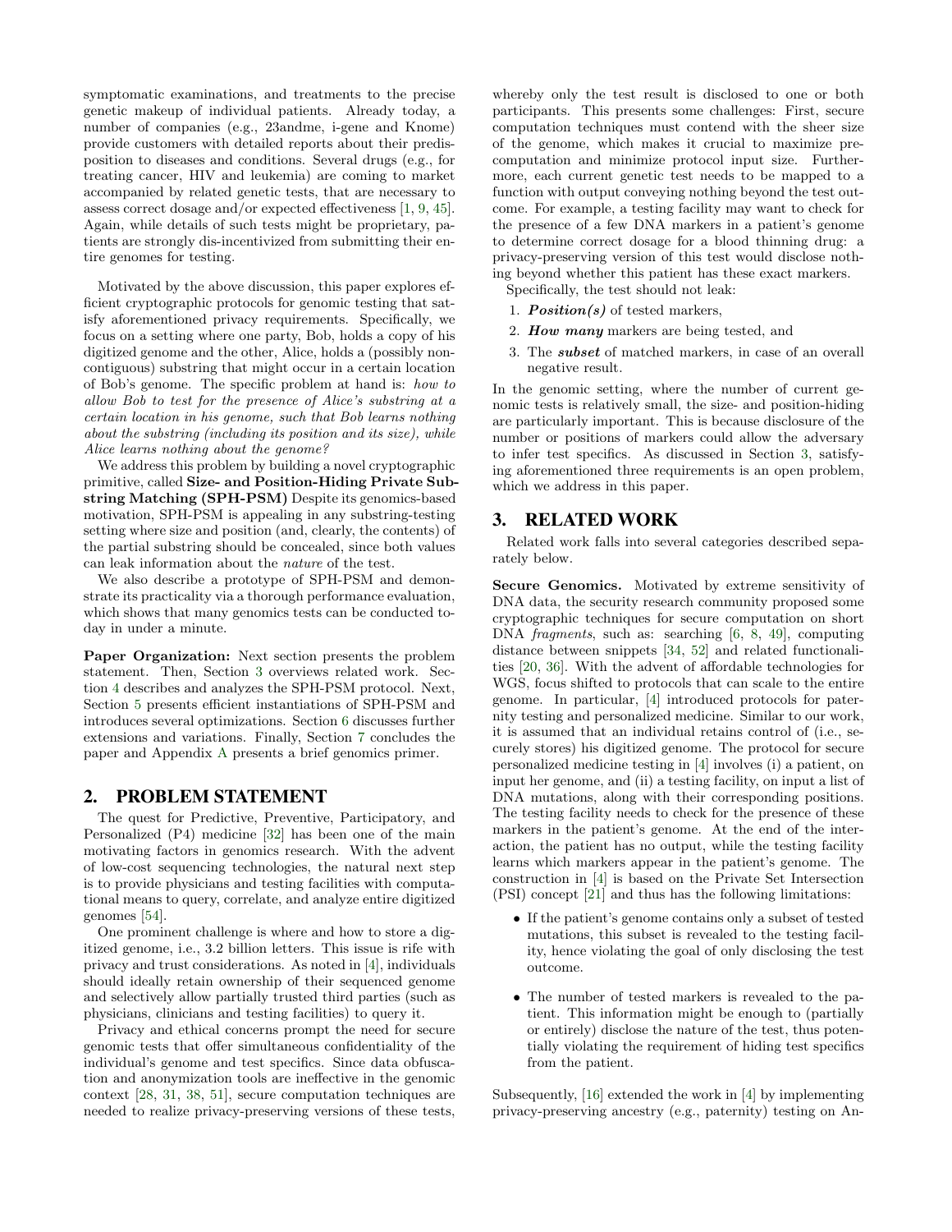symptomatic examinations, and treatments to the precise genetic makeup of individual patients. Already today, a number of companies (e.g., 23andme, i-gene and Knome) provide customers with detailed reports about their predisposition to diseases and conditions. Several drugs (e.g., for treating cancer, HIV and leukemia) are coming to market accompanied by related genetic tests, that are necessary to assess correct dosage and/or expected effectiveness [1, 9, 45]. Again, while details of such tests might be proprietary, patients are strongly dis-incentivized from submitting their entire genomes for testing.

Motivated by the above discussion, this paper explores efficient cryptographic protocols for genomic testing that satisfy aforementioned privacy requirements. Specifically, we focus on a setting where one party, Bob, holds a copy of his digitized genome and the other, Alice, holds a (possibly non-contiguous) substring that might occur in a certain location of Bob's genome. The specific problem at hand is: *how to allow Bob to test for the presence of Alice's substring at a certain location in his genome, such that Bob learns nothing about the substring (including its position and its size), while Alice learns nothing about the genome?*

We address this problem by building a novel cryptographic primitive, called **Size- and Position-Hiding Private Substring Matching (SPH-PSM)** Despite its genomics-based motivation, SPH-PSM is appealing in any substring-testing setting where size and position (and, clearly, the contents) of the partial substring should be concealed, since both values can leak information about the *nature* of the test.

We also describe a prototype of SPH-PSM and demonstrate its practicality via a thorough performance evaluation, which shows that many genomics tests can be conducted today in under a minute.

**Paper Organization:** Next section presents the problem statement. Then, Section 3 overviews related work. Section 4 describes and analyzes the SPH-PSM protocol. Next, Section 5 presents efficient instantiations of SPH-PSM and introduces several optimizations. Section 6 discusses further extensions and variations. Finally, Section 7 concludes the paper and Appendix A presents a brief genomics primer.

## 2. PROBLEM STATEMENT

The quest for Predictive, Preventive, Participatory, and Personalized (P4) medicine [32] has been one of the main motivating factors in genomics research. With the advent of low-cost sequencing technologies, the natural next step is to provide physicians and testing facilities with computational means to query, correlate, and analyze entire digitized genomes [54].

One prominent challenge is where and how to store a digitized genome, i.e., 3.2 billion letters. This issue is rife with privacy and trust considerations. As noted in [4], individuals should ideally retain ownership of their sequenced genome and selectively allow partially trusted third parties (such as physicians, clinicians and testing facilities) to query it.

Privacy and ethical concerns prompt the need for secure genomic tests that offer simultaneous confidentiality of the individual's genome and test specifics. Since data obfuscation and anonymization tools are ineffective in the genomic context [28, 31, 38, 51], secure computation techniques are needed to realize privacy-preserving versions of these tests, whereby only the test result is disclosed to one or both participants. This presents some challenges: First, secure computation techniques must contend with the sheer size of the genome, which makes it crucial to maximize precomputation and minimize protocol input size. Furthermore, each current genetic test needs to be mapped to a function with output conveying nothing beyond the test outcome. For example, a testing facility may want to check for the presence of a few DNA markers in a patient's genome to determine correct dosage for a blood thinning drug: a privacy-preserving version of this test would disclose nothing beyond whether this patient has these exact markers.

Specifically, the test should not leak:

1. ***Position(s)*** of tested markers,
2. ***How many*** markers are being tested, and
3. The ***subset*** of matched markers, in case of an overall negative result.

In the genomic setting, where the number of current genomic tests is relatively small, the size- and position-hiding are particularly important. This is because disclosure of the number or positions of markers could allow the adversary to infer test specifics. As discussed in Section 3, satisfying aforementioned three requirements is an open problem, which we address in this paper.

## 3. RELATED WORK

Related work falls into several categories described separately below.

**Secure Genomics.** Motivated by extreme sensitivity of DNA data, the security research community proposed some cryptographic techniques for secure computation on short DNA *fragments*, such as: searching [6, 8, 49], computing distance between snippets [34, 52] and related functionalities [20, 36]. With the advent of affordable technologies for WGS, focus shifted to protocols that can scale to the entire genome. In particular, [4] introduced protocols for paternity testing and personalized medicine. Similar to our work, it is assumed that an individual retains control of (i.e., securely stores) his digitized genome. The protocol for secure personalized medicine testing in [4] involves (i) a patient, on input her genome, and (ii) a testing facility, on input a list of DNA mutations, along with their corresponding positions. The testing facility needs to check for the presence of these markers in the patient's genome. At the end of the interaction, the patient has no output, while the testing facility learns which markers appear in the patient's genome. The construction in [4] is based on the Private Set Intersection (PSI) concept [21] and thus has the following limitations:

- If the patient's genome contains only a subset of tested mutations, this subset is revealed to the testing facility, hence violating the goal of only disclosing the test outcome.
- The number of tested markers is revealed to the patient. This information might be enough to (partially or entirely) disclose the nature of the test, thus potentially violating the requirement of hiding test specifics from the patient.

Subsequently, [16] extended the work in [4] by implementing privacy-preserving ancestry (e.g., paternity) testing on An-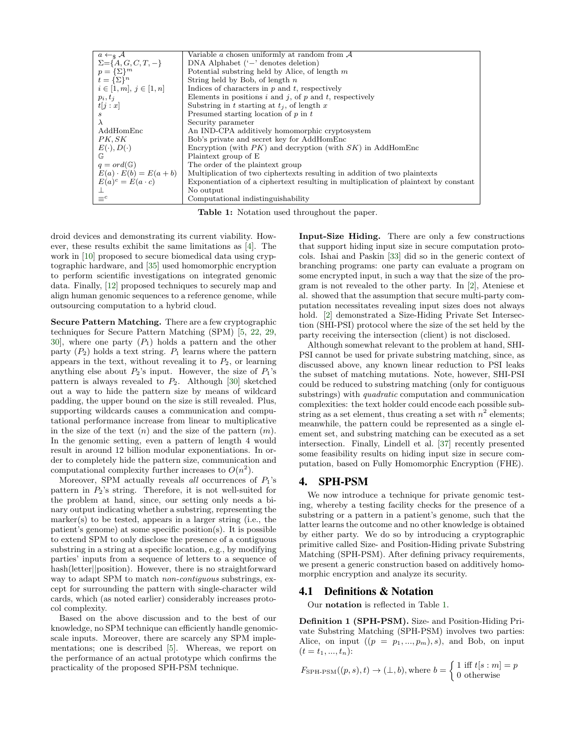| | |
|---|---|
| $a \leftarrow_{\$} \mathcal{A}$ | Variable $a$ chosen uniformly at random from $\mathcal{A}$ |
| $\Sigma$={$A, G, C, T, -$} | DNA Alphabet ('$-$' denotes deletion) |
| $p = \{\Sigma\}^m$ | Potential substring held by Alice, of length $m$ |
| $t = \{\Sigma\}^n$ | String held by Bob, of length $n$ |
| $i \in [1, m]$, $j \in [1, n]$ | Indices of characters in $p$ and $t$, respectively |
| $p_i, t_j$ | Elements in positions $i$ and $j$, of $p$ and $t$, respectively |
| $t[j : x]$ | Substring in $t$ starting at $t_j$, of length $x$ |
| $s$ | Presumed starting location of $p$ in $t$ |
| $\lambda$ | Security parameter |
| AddHomEnc | An IND-CPA additively homomorphic cryptosystem |
| $PK, SK$ | Bob's private and secret key for AddHomEnc |
| $E(\cdot), D(\cdot)$ | Encryption (with $PK$) and decryption (with $SK$) in AddHomEnc |
| $\mathbb{G}$ | Plaintext group of E |
| $q = ord(\mathbb{G})$ | The order of the plaintext group |
| $E(a) \cdot E(b) = E(a + b)$ | Multiplication of two ciphertexts resulting in addition of two plaintexts |
| $E(a)^c = E(a \cdot c)$ | Exponentiation of a ciphertext resulting in multiplication of plaintext by constant |
| $\perp$ | No output |
| $\equiv^c$ | Computational indistinguishability |

**Table 1:** Notation used throughout the paper.

droid devices and demonstrating its current viability. However, these results exhibit the same limitations as [4]. The work in [10] proposed to secure biomedical data using cryptographic hardware, and [35] used homomorphic encryption to perform scientific investigations on integrated genomic data. Finally, [12] proposed techniques to securely map and align human genomic sequences to a reference genome, while outsourcing computation to a hybrid cloud.

**Secure Pattern Matching.** There are a few cryptographic techniques for Secure Pattern Matching (SPM) [5, 22, 29, 30], where one party ($P_1$) holds a pattern and the other party ($P_2$) holds a text string. $P_1$ learns where the pattern appears in the text, without revealing it to $P_2$, or learning anything else about $P_2$'s input. However, the size of $P_1$'s pattern is always revealed to $P_2$. Although [30] sketched out a way to hide the pattern size by means of wildcard padding, the upper bound on the size is still revealed. Plus, supporting wildcards causes a communication and computational performance increase from linear to multiplicative in the size of the text ($n$) and the size of the pattern ($m$). In the genomic setting, even a pattern of length 4 would result in around 12 billion modular exponentiations. In order to completely hide the pattern size, communication and computational complexity further increases to $O(n^2)$.

Moreover, SPM actually reveals *all* occurrences of $P_1$'s pattern in $P_2$'s string. Therefore, it is not well-suited for the problem at hand, since, our setting only needs a binary output indicating whether a substring, representing the marker(s) to be tested, appears in a larger string (i.e., the patient's genome) at some specific position(s). It is possible to extend SPM to only disclose the presence of a contiguous substring in a string at a specific location, e.g., by modifying parties' inputs from a sequence of letters to a sequence of hash(letter||position). However, there is no straightforward way to adapt SPM to match *non-contiguous* substrings, except for surrounding the pattern with single-character wild cards, which (as noted earlier) considerably increases protocol complexity.

Based on the above discussion and to the best of our knowledge, no SPM technique can efficiently handle genomic-scale inputs. Moreover, there are scarcely any SPM implementations; one is described [5]. Whereas, we report on the performance of an actual prototype which confirms the practicality of the proposed SPH-PSM technique.

**Input-Size Hiding.** There are only a few constructions that support hiding input size in secure computation protocols. Ishai and Paskin [33] did so in the generic context of branching programs: one party can evaluate a program on some encrypted input, in such a way that the size of the program is not revealed to the other party. In [2], Ateniese et al. showed that the assumption that secure multi-party computation necessitates revealing input sizes does not always hold. [2] demonstrated a Size-Hiding Private Set Intersection (SHI-PSI) protocol where the size of the set held by the party receiving the intersection (client) is not disclosed.

Although somewhat relevant to the problem at hand, SHI-PSI cannot be used for private substring matching, since, as discussed above, any known linear reduction to PSI leaks the subset of matching mutations. Note, however, SHI-PSI could be reduced to substring matching (only for contiguous substrings) with *quadratic* computation and communication complexities: the text holder could encode each possible substring as a set element, thus creating a set with $n^2$ elements; meanwhile, the pattern could be represented as a single element set, and substring matching can be executed as a set intersection. Finally, Lindell et al. [37] recently presented some feasibility results on hiding input size in secure computation, based on Fully Homomorphic Encryption (FHE).

# 4. SPH-PSM

We now introduce a technique for private genomic testing, whereby a testing facility checks for the presence of a substring or a pattern in a patient's genome, such that the latter learns the outcome and no other knowledge is obtained by either party. We do so by introducing a cryptographic primitive called Size- and Position-Hiding private Substring Matching (SPH-PSM). After defining privacy requirements, we present a generic construction based on additively homomorphic encryption and analyze its security.

## 4.1 Definitions & Notation

Our **notation** is reflected in Table 1.

**Definition 1 (SPH-PSM).** Size- and Position-Hiding Private Substring Matching (SPH-PSM) involves two parties: Alice, on input $((p = p_1, ..., p_m), s)$, and Bob, on input $(t = t_1, ..., t_n)$:

$$F_{\text{SPH-PSM}}((p, s), t) \rightarrow (\perp, b), \text{where } b = \begin{cases} 1 \text{ iff } t[s : m] = p \\ 0 \text{ otherwise} \end{cases}$$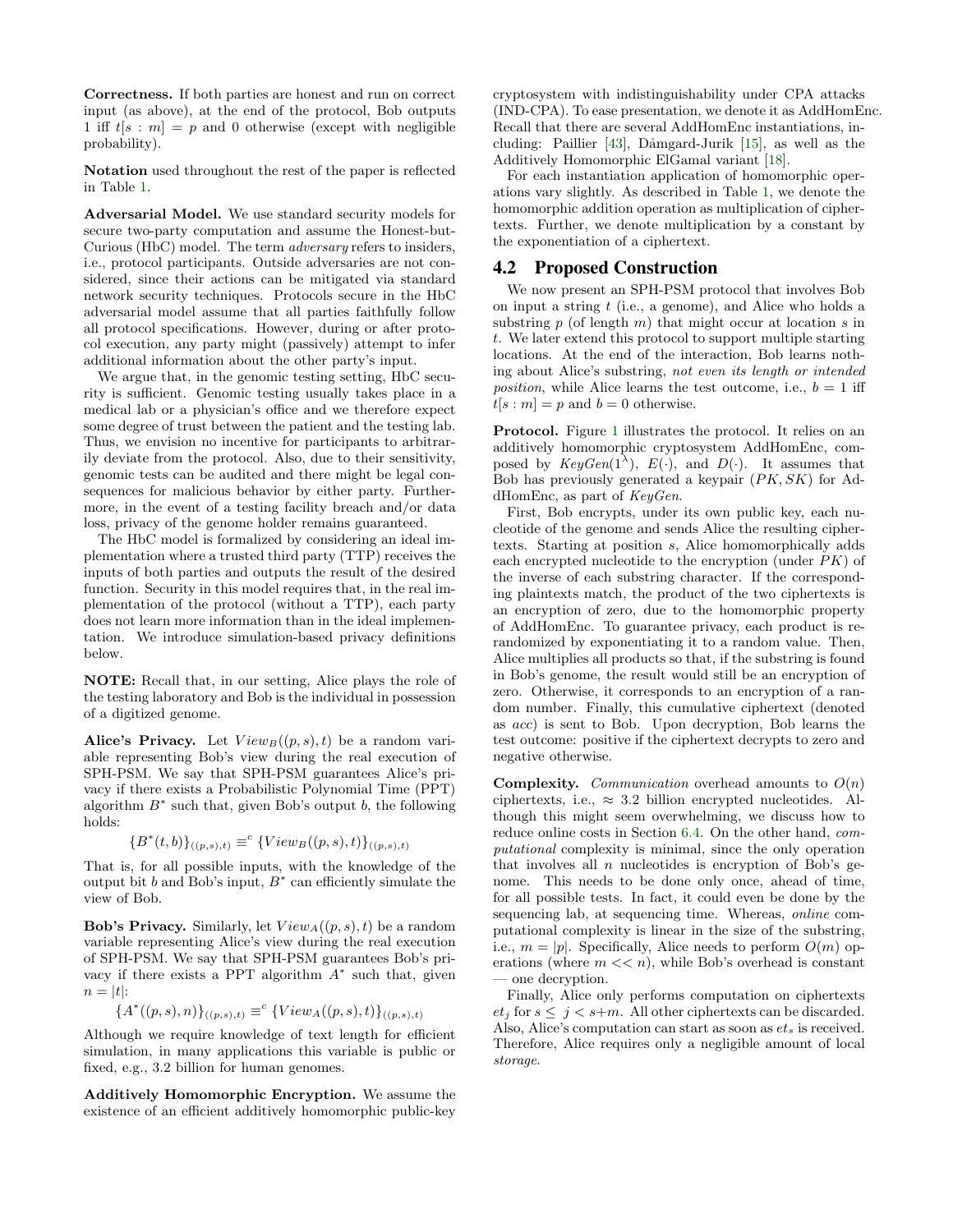**Correctness.** If both parties are honest and run on correct input (as above), at the end of the protocol, Bob outputs 1 iff $t[s:m] = p$ and 0 otherwise (except with negligible probability).

**Notation** used throughout the rest of the paper is reflected in Table 1.

**Adversarial Model.** We use standard security models for secure two-party computation and assume the Honest-but-Curious (HbC) model. The term *adversary* refers to insiders, i.e., protocol participants. Outside adversaries are not considered, since their actions can be mitigated via standard network security techniques. Protocols secure in the HbC adversarial model assume that all parties faithfully follow all protocol specifications. However, during or after protocol execution, any party might (passively) attempt to infer additional information about the other party's input.

We argue that, in the genomic testing setting, HbC security is sufficient. Genomic testing usually takes place in a medical lab or a physician's office and we therefore expect some degree of trust between the patient and the testing lab. Thus, we envision no incentive for participants to arbitrarily deviate from the protocol. Also, due to their sensitivity, genomic tests can be audited and there might be legal consequences for malicious behavior by either party. Furthermore, in the event of a testing facility breach and/or data loss, privacy of the genome holder remains guaranteed.

The HbC model is formalized by considering an ideal implementation where a trusted third party (TTP) receives the inputs of both parties and outputs the result of the desired function. Security in this model requires that, in the real implementation of the protocol (without a TTP), each party does not learn more information than in the ideal implementation. We introduce simulation-based privacy definitions below.

**NOTE:** Recall that, in our setting, Alice plays the role of the testing laboratory and Bob is the individual in possession of a digitized genome.

**Alice's Privacy.** Let $View_B((p,s),t)$ be a random variable representing Bob's view during the real execution of SPH-PSM. We say that SPH-PSM guarantees Alice's privacy if there exists a Probabilistic Polynomial Time (PPT) algorithm $B^*$ such that, given Bob's output $b$, the following holds:

$$\{B^*(t,b)\}_{((p,s),t)} \equiv^c \{View_B((p,s),t)\}_{((p,s),t)}$$

That is, for all possible inputs, with the knowledge of the output bit $b$ and Bob's input, $B^*$ can efficiently simulate the view of Bob.

**Bob's Privacy.** Similarly, let $View_A((p,s),t)$ be a random variable representing Alice's view during the real execution of SPH-PSM. We say that SPH-PSM guarantees Bob's privacy if there exists a PPT algorithm $A^*$ such that, given $n = |t|$:

$$\{A^*((p,s),n)\}_{((p,s),t)} \equiv^c \{View_A((p,s),t)\}_{((p,s),t)}$$

Although we require knowledge of text length for efficient simulation, in many applications this variable is public or fixed, e.g., 3.2 billion for human genomes.

**Additively Homomorphic Encryption.** We assume the existence of an efficient additively homomorphic public-key cryptosystem with indistinguishability under CPA attacks (IND-CPA). To ease presentation, we denote it as AddHomEnc. Recall that there are several AddHomEnc instantiations, including: Paillier [43], Dåmgard-Jurik [15], as well as the Additively Homomorphic ElGamal variant [18].

For each instantiation application of homomorphic operations vary slightly. As described in Table 1, we denote the homomorphic addition operation as multiplication of ciphertexts. Further, we denote multiplication by a constant by the exponentiation of a ciphertext.

## 4.2 Proposed Construction

We now present an SPH-PSM protocol that involves Bob on input a string $t$ (i.e., a genome), and Alice who holds a substring $p$ (of length $m$) that might occur at location $s$ in $t$. We later extend this protocol to support multiple starting locations. At the end of the interaction, Bob learns nothing about Alice's substring, *not even its length or intended position*, while Alice learns the test outcome, i.e., $b = 1$ iff $t[s:m] = p$ and $b = 0$ otherwise.

**Protocol.** Figure 1 illustrates the protocol. It relies on an additively homomorphic cryptosystem AddHomEnc, composed by $KeyGen(1^\lambda)$, $E(\cdot)$, and $D(\cdot)$. It assumes that Bob has previously generated a keypair $(PK, SK)$ for AddHomEnc, as part of $KeyGen$.

First, Bob encrypts, under its own public key, each nucleotide of the genome and sends Alice the resulting ciphertexts. Starting at position $s$, Alice homomorphically adds each encrypted nucleotide to the encryption (under $PK$) of the inverse of each substring character. If the corresponding plaintexts match, the product of the two ciphertexts is an encryption of zero, due to the homomorphic property of AddHomEnc. To guarantee privacy, each product is re-randomized by exponentiating it to a random value. Then, Alice multiplies all products so that, if the substring is found in Bob's genome, the result would still be an encryption of zero. Otherwise, it corresponds to an encryption of a random number. Finally, this cumulative ciphertext (denoted as *acc*) is sent to Bob. Upon decryption, Bob learns the test outcome: positive if the ciphertext decrypts to zero and negative otherwise.

**Complexity.** *Communication* overhead amounts to $O(n)$ ciphertexts, i.e., $\approx$ 3.2 billion encrypted nucleotides. Although this might seem overwhelming, we discuss how to reduce online costs in Section 6.4. On the other hand, *computational* complexity is minimal, since the only operation that involves all $n$ nucleotides is encryption of Bob's genome. This needs to be done only once, ahead of time, for all possible tests. In fact, it could even be done by the sequencing lab, at sequencing time. Whereas, *online* computational complexity is linear in the size of the substring, i.e., $m = |p|$. Specifically, Alice needs to perform $O(m)$ operations (where $m << n$), while Bob's overhead is constant — one decryption.

Finally, Alice only performs computation on ciphertexts $et_j$ for $s \leq j < s+m$. All other ciphertexts can be discarded. Also, Alice's computation can start as soon as $et_s$ is received. Therefore, Alice requires only a negligible amount of local *storage*.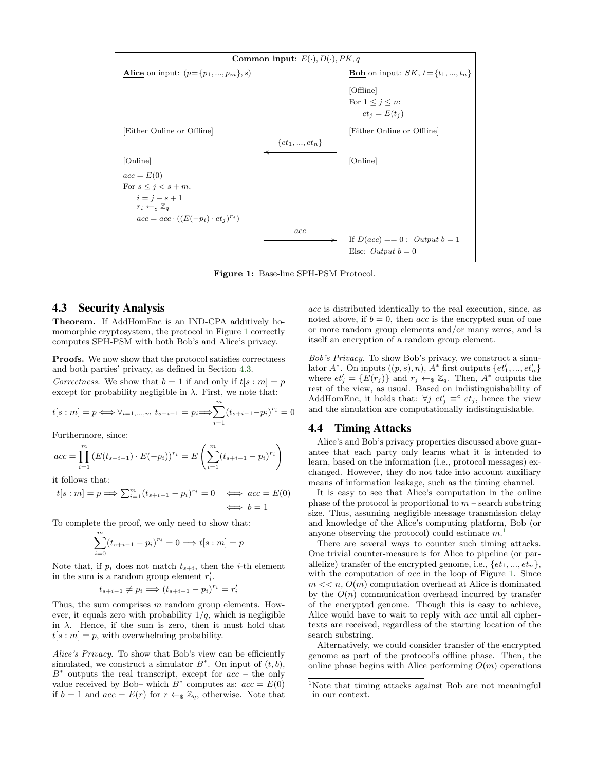**Common input**: $E(\cdot), D(\cdot), PK, q$

| **Alice** on input: $(p=\{p_1,...,p_m\}, s)$ | | **Bob** on input: $SK$, $t=\{t_1,...,t_n\}$ |
|---|---|---|
| | | [Offline] For $1 \leq j \leq n$: $et_j = E(t_j)$ |
| [Either Online or Offline] | $\xleftarrow{\{et_1,...,et_n\}}$ | [Either Online or Offline] |
| [Online] $acc = E(0)$ For $s \leq j < s+m$, $i = j - s + 1$; $r_i \leftarrow_\$ \mathbb{Z}_q$; $acc = acc \cdot ((E(-p_i) \cdot et_j)^{r_i})$ | | [Online] |
| | $\xrightarrow{acc}$ | If $D(acc) == 0$ : *Output* $b = 1$ Else: *Output* $b = 0$ |

**Figure 1:** Base-line SPH-PSM Protocol.

### 4.3 Security Analysis

**Theorem.** If AddHomEnc is an IND-CPA additively homomorphic cryptosystem, the protocol in Figure 1 correctly computes SPH-PSM with both Bob's and Alice's privacy.

**Proofs.** We now show that the protocol satisfies correctness and both parties' privacy, as defined in Section 4.3.

*Correctness.* We show that $b = 1$ if and only if $t[s:m] = p$ except for probability negligible in $\lambda$. First, we note that:

$$t[s:m] = p \Longleftrightarrow \forall_{i=1,...,m}\ t_{s+i-1} = p_i \Longrightarrow \sum_{i=1}^{m}(t_{s+i-1} - p_i)^{r_i} = 0$$

Furthermore, since:

$$acc = \prod_{i=1}^{m}\left(E(t_{s+i-1}) \cdot E(-p_i)\right)^{r_i} = E\left(\sum_{i=1}^{m}(t_{s+i-1} - p_i)^{r_i}\right)$$

it follows that:

$$t[s:m] = p \Longrightarrow \textstyle\sum_{i=1}^{m}(t_{s+i-1} - p_i)^{r_i} = 0 \iff acc = E(0) \iff b = 1$$

To complete the proof, we only need to show that:

$$\sum_{i=0}^{m}(t_{s+i-1} - p_i)^{r_i} = 0 \Longrightarrow t[s:m] = p$$

Note that, if $p_i$ does not match $t_{s+i}$, then the $i$-th element in the sum is a random group element $r'_i$.

$$t_{s+i-1} \neq p_i \Longrightarrow (t_{s+i-1} - p_i)^{r_i} = r'_i$$

Thus, the sum comprises $m$ random group elements. However, it equals zero with probability $1/q$, which is negligible in $\lambda$. Hence, if the sum is zero, then it must hold that $t[s:m] = p$, with overwhelming probability.

*Alice's Privacy.* To show that Bob's view can be efficiently simulated, we construct a simulator $B^*$. On input of $(t, b)$, $B^*$ outputs the real transcript, except for $acc$ – the only value received by Bob– which $B^*$ computes as: $acc = E(0)$ if $b = 1$ and $acc = E(r)$ for $r \leftarrow_\$ \mathbb{Z}_q$, otherwise. Note that $acc$ is distributed identically to the real execution, since, as noted above, if $b = 0$, then $acc$ is the encrypted sum of one or more random group elements and/or many zeros, and is itself an encryption of a random group element.

*Bob's Privacy.* To show Bob's privacy, we construct a simulator $A^*$. On inputs $((p, s), n)$, $A^*$ first outputs $\{et'_1, ..., et'_n\}$ where $et'_j = \{E(r_j)\}$ and $r_j \leftarrow_\$ \mathbb{Z}_q$. Then, $A^*$ outputs the rest of the view, as usual. Based on indistinguishability of AddHomEnc, it holds that: $\forall j\ et'_j \equiv^c et_j$, hence the view and the simulation are computationally indistinguishable.

### 4.4 Timing Attacks

Alice's and Bob's privacy properties discussed above guarantee that each party only learns what it is intended to learn, based on the information (i.e., protocol messages) exchanged. However, they do not take into account auxiliary means of information leakage, such as the timing channel.

It is easy to see that Alice's computation in the online phase of the protocol is proportional to $m$ – search substring size. Thus, assuming negligible message transmission delay and knowledge of the Alice's computing platform, Bob (or anyone observing the protocol) could estimate $m$.[1]

There are several ways to counter such timing attacks. One trivial counter-measure is for Alice to pipeline (or parallelize) transfer of the encrypted genome, i.e., $\{et_1, ..., et_n\}$, with the computation of $acc$ in the loop of Figure 1. Since $m << n$, $O(m)$ computation overhead at Alice is dominated by the $O(n)$ communication overhead incurred by transfer of the encrypted genome. Though this is easy to achieve, Alice would have to wait to reply with $acc$ until all ciphertexts are received, regardless of the starting location of the search substring.

Alternatively, we could consider transfer of the encrypted genome as part of the protocol's offline phase. Then, the online phase begins with Alice performing $O(m)$ operations

[1] Note that timing attacks against Bob are not meaningful in our context.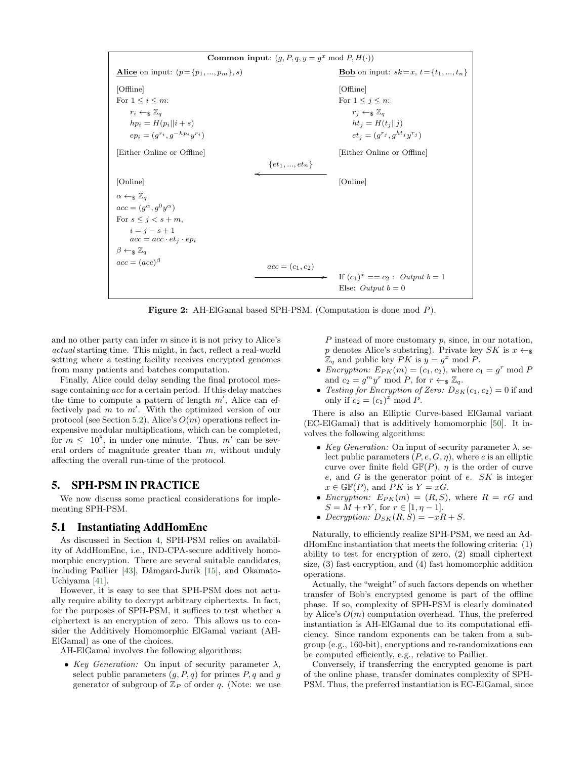**Common input**: $(g, P, q, y = g^x \bmod P, H(\cdot))$

| **Alice** on input: $(p=\{p_1, ..., p_m\}, s)$ | | **Bob** on input: $sk=x$, $t=\{t_1, ..., t_n\}$ |
|---|---|---|
| [Offline] | | [Offline] |
| For $1 \le i \le m$: | | For $1 \le j \le n$: |
| $r_i \leftarrow_\$ \mathbb{Z}_q$ | | $r_j \leftarrow_\$ \mathbb{Z}_q$ |
| $hp_i = H(p_i \| i+s)$ | | $ht_j = H(t_j \| j)$ |
| $ep_i = (g^{r_i}, g^{-hp_i} y^{r_i})$ | | $et_j = (g^{r_j}, g^{ht_j} y^{r_j})$ |
| [Either Online or Offline] | | [Either Online or Offline] |
| | $\xleftarrow{\{et_1, ..., et_n\}}$ | |
| [Online] | | [Online] |
| $\alpha \leftarrow_\$ \mathbb{Z}_q$ | | |
| $acc = (g^\alpha, g^0 y^\alpha)$ | | |
| For $s \le j < s+m$, | | |
| $i = j - s + 1$ | | |
| $acc = acc \cdot et_j \cdot ep_i$ | | |
| $\beta \leftarrow_\$ \mathbb{Z}_q$ | | |
| $acc = (acc)^\beta$ | | |
| | $\xrightarrow{acc = (c_1, c_2)}$ | If $(c_1)^x == c_2$ : *Output* $b = 1$ |
| | | Else: *Output* $b = 0$ |

**Figure 2:** AH-ElGamal based SPH-PSM. (Computation is done mod $P$).

and no other party can infer $m$ since it is not privy to Alice's *actual* starting time. This might, in fact, reflect a real-world setting where a testing facility receives encrypted genomes from many patients and batches computation.

Finally, Alice could delay sending the final protocol message containing $acc$ for a certain period. If this delay matches the time to compute a pattern of length $m'$, Alice can effectively pad $m$ to $m'$. With the optimized version of our protocol (see Section 5.2), Alice's $O(m)$ operations reflect inexpensive modular multiplications, which can be completed, for $m \le 10^8$, in under one minute. Thus, $m'$ can be several orders of magnitude greater than $m$, without unduly affecting the overall run-time of the protocol.

## 5. SPH-PSM IN PRACTICE

We now discuss some practical considerations for implementing SPH-PSM.

### 5.1 Instantiating AddHomEnc

As discussed in Section 4, SPH-PSM relies on availability of AddHomEnc, i.e., IND-CPA-secure additively homomorphic encryption. There are several suitable candidates, including Paillier [43], Dåmgard-Jurik [15], and Okamato-Uchiyama [41].

However, it is easy to see that SPH-PSM does not actually require ability to decrypt arbitrary ciphertexts. In fact, for the purposes of SPH-PSM, it suffices to test whether a ciphertext is an encryption of zero. This allows us to consider the Additively Homomorphic ElGamal variant (AH-ElGamal) as one of the choices.

AH-ElGamal involves the following algorithms:

- *Key Generation:* On input of security parameter $\lambda$, select public parameters $(g, P, q)$ for primes $P, q$ and $g$ generator of subgroup of $\mathbb{Z}_P$ of order $q$. (Note: we use $P$ instead of more customary $p$, since, in our notation, $p$ denotes Alice's substring). Private key $SK$ is $x \leftarrow_\$ \mathbb{Z}_q$ and public key $PK$ is $y = g^x \bmod P$.
- *Encryption:* $E_{PK}(m) = (c_1, c_2)$, where $c_1 = g^r \bmod P$ and $c_2 = g^m y^r \bmod P$, for $r \leftarrow_\$ \mathbb{Z}_q$.
- *Testing for Encryption of Zero:* $D_{SK}(c_1, c_2) = 0$ if and only if $c_2 = (c_1)^x \bmod P$.

There is also an Elliptic Curve-based ElGamal variant (EC-ElGamal) that is additively homomorphic [50]. It involves the following algorithms:

- *Key Generation:* On input of security parameter $\lambda$, select public parameters $(P, e, G, \eta)$, where $e$ is an elliptic curve over finite field $\mathbb{GF}(P)$, $\eta$ is the order of curve $e$, and $G$ is the generator point of $e$. $SK$ is integer $x \in \mathbb{GF}(P)$, and $PK$ is $Y = xG$.
- *Encryption:* $E_{PK}(m) = (R, S)$, where $R = rG$ and $S = M + rY$, for $r \in [1, \eta - 1]$.
- *Decryption:* $D_{SK}(R, S) = -xR + S$.

Naturally, to efficiently realize SPH-PSM, we need an AddHomEnc instantiation that meets the following criteria: (1) ability to test for encryption of zero, (2) small ciphertext size, (3) fast encryption, and (4) fast homomorphic addition operations.

Actually, the "weight" of such factors depends on whether transfer of Bob's encrypted genome is part of the offline phase. If so, complexity of SPH-PSM is clearly dominated by Alice's $O(m)$ computation overhead. Thus, the preferred instantiation is AH-ElGamal due to its computational efficiency. Since random exponents can be taken from a subgroup (e.g., 160-bit), encryptions and re-randomizations can be computed efficiently, e.g., relative to Paillier.

Conversely, if transferring the encrypted genome is part of the online phase, transfer dominates complexity of SPH-PSM. Thus, the preferred instantiation is EC-ElGamal, since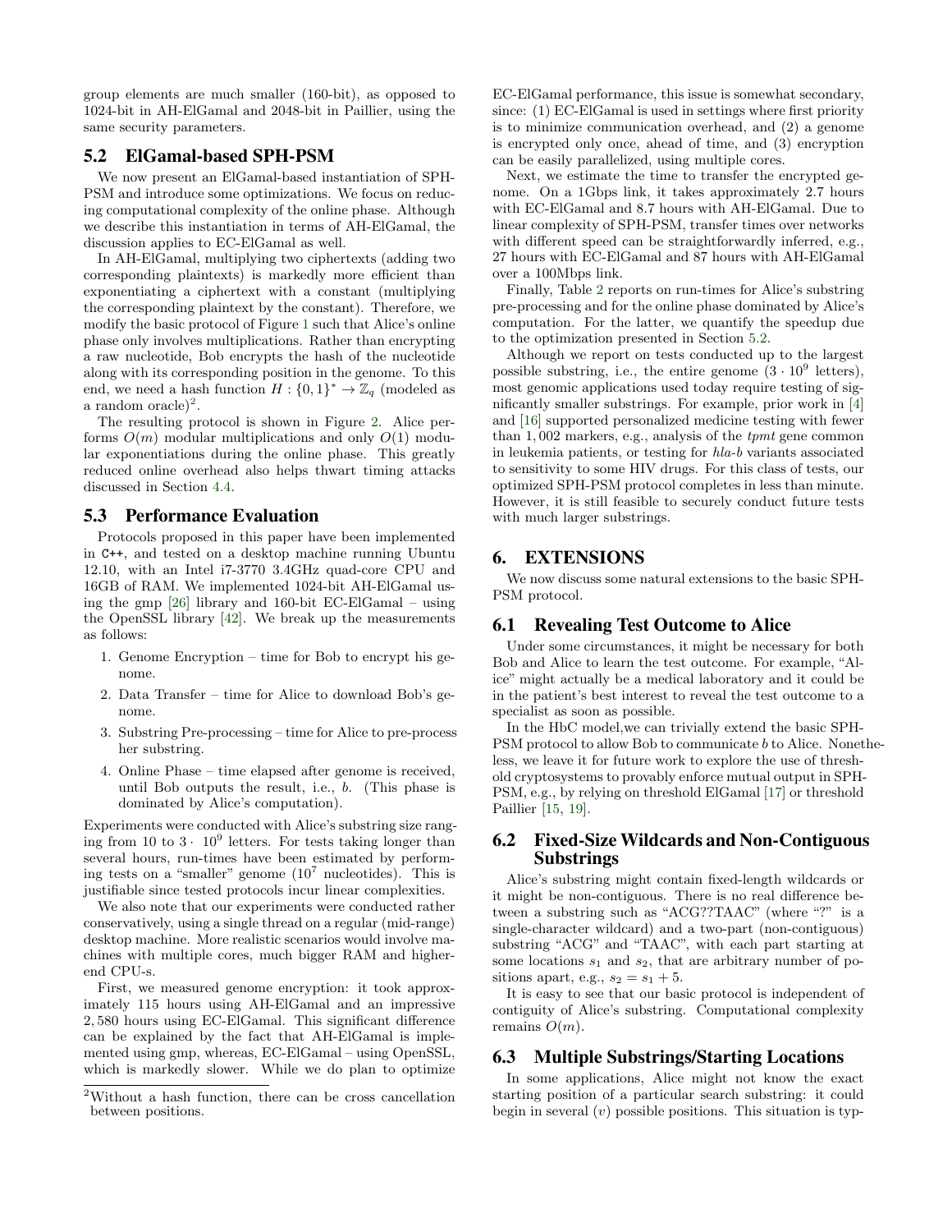group elements are much smaller (160-bit), as opposed to 1024-bit in AH-ElGamal and 2048-bit in Paillier, using the same security parameters.

## 5.2 ElGamal-based SPH-PSM

We now present an ElGamal-based instantiation of SPH-PSM and introduce some optimizations. We focus on reducing computational complexity of the online phase. Although we describe this instantiation in terms of AH-ElGamal, the discussion applies to EC-ElGamal as well.

In AH-ElGamal, multiplying two ciphertexts (adding two corresponding plaintexts) is markedly more efficient than exponentiating a ciphertext with a constant (multiplying the corresponding plaintext by the constant). Therefore, we modify the basic protocol of Figure 1 such that Alice's online phase only involves multiplications. Rather than encrypting a raw nucleotide, Bob encrypts the hash of the nucleotide along with its corresponding position in the genome. To this end, we need a hash function $H : \{0,1\}^* \rightarrow \mathbb{Z}_q$ (modeled as a random oracle)[2].

The resulting protocol is shown in Figure 2. Alice performs $O(m)$ modular multiplications and only $O(1)$ modular exponentiations during the online phase. This greatly reduced online overhead also helps thwart timing attacks discussed in Section 4.4.

## 5.3 Performance Evaluation

Protocols proposed in this paper have been implemented in C++, and tested on a desktop machine running Ubuntu 12.10, with an Intel i7-3770 3.4GHz quad-core CPU and 16GB of RAM. We implemented 1024-bit AH-ElGamal using the gmp [26] library and 160-bit EC-ElGamal – using the OpenSSL library [42]. We break up the measurements as follows:

1. Genome Encryption – time for Bob to encrypt his genome.
2. Data Transfer – time for Alice to download Bob's genome.
3. Substring Pre-processing – time for Alice to pre-process her substring.
4. Online Phase – time elapsed after genome is received, until Bob outputs the result, i.e., $b$. (This phase is dominated by Alice's computation).

Experiments were conducted with Alice's substring size ranging from 10 to $3 \cdot 10^9$ letters. For tests taking longer than several hours, run-times have been estimated by performing tests on a "smaller" genome ($10^7$ nucleotides). This is justifiable since tested protocols incur linear complexities.

We also note that our experiments were conducted rather conservatively, using a single thread on a regular (mid-range) desktop machine. More realistic scenarios would involve machines with multiple cores, much bigger RAM and higher-end CPU-s.

First, we measured genome encryption: it took approximately 115 hours using AH-ElGamal and an impressive 2,580 hours using EC-ElGamal. This significant difference can be explained by the fact that AH-ElGamal is implemented using gmp, whereas, EC-ElGamal – using OpenSSL, which is markedly slower. While we do plan to optimize EC-ElGamal performance, this issue is somewhat secondary, since: (1) EC-ElGamal is used in settings where first priority is to minimize communication overhead, and (2) a genome is encrypted only once, ahead of time, and (3) encryption can be easily parallelized, using multiple cores.

Next, we estimate the time to transfer the encrypted genome. On a 1Gbps link, it takes approximately 2.7 hours with EC-ElGamal and 8.7 hours with AH-ElGamal. Due to linear complexity of SPH-PSM, transfer times over networks with different speed can be straightforwardly inferred, e.g., 27 hours with EC-ElGamal and 87 hours with AH-ElGamal over a 100Mbps link.

Finally, Table 2 reports on run-times for Alice's substring pre-processing and for the online phase dominated by Alice's computation. For the latter, we quantify the speedup due to the optimization presented in Section 5.2.

Although we report on tests conducted up to the largest possible substring, i.e., the entire genome ($3 \cdot 10^9$ letters), most genomic applications used today require testing of significantly smaller substrings. For example, prior work in [4] and [16] supported personalized medicine testing with fewer than 1,002 markers, e.g., analysis of the *tpmt* gene common in leukemia patients, or testing for *hla-b* variants associated to sensitivity to some HIV drugs. For this class of tests, our optimized SPH-PSM protocol completes in less than minute. However, it is still feasible to securely conduct future tests with much larger substrings.

# 6. EXTENSIONS

We now discuss some natural extensions to the basic SPH-PSM protocol.

## 6.1 Revealing Test Outcome to Alice

Under some circumstances, it might be necessary for both Bob and Alice to learn the test outcome. For example, "Alice" might actually be a medical laboratory and it could be in the patient's best interest to reveal the test outcome to a specialist as soon as possible.

In the HbC model,we can trivially extend the basic SPH-PSM protocol to allow Bob to communicate $b$ to Alice. Nonetheless, we leave it for future work to explore the use of threshold cryptosystems to provably enforce mutual output in SPH-PSM, e.g., by relying on threshold ElGamal [17] or threshold Paillier [15, 19].

## 6.2 Fixed-Size Wildcards and Non-Contiguous Substrings

Alice's substring might contain fixed-length wildcards or it might be non-contiguous. There is no real difference between a substring such as "ACG??TAAC" (where "?" is a single-character wildcard) and a two-part (non-contiguous) substring "ACG" and "TAAC", with each part starting at some locations $s_1$ and $s_2$, that are arbitrary number of positions apart, e.g., $s_2 = s_1 + 5$.

It is easy to see that our basic protocol is independent of contiguity of Alice's substring. Computational complexity remains $O(m)$.

## 6.3 Multiple Substrings/Starting Locations

In some applications, Alice might not know the exact starting position of a particular search substring: it could begin in several ($v$) possible positions. This situation is typ-

[2]Without a hash function, there can be cross cancellation between positions.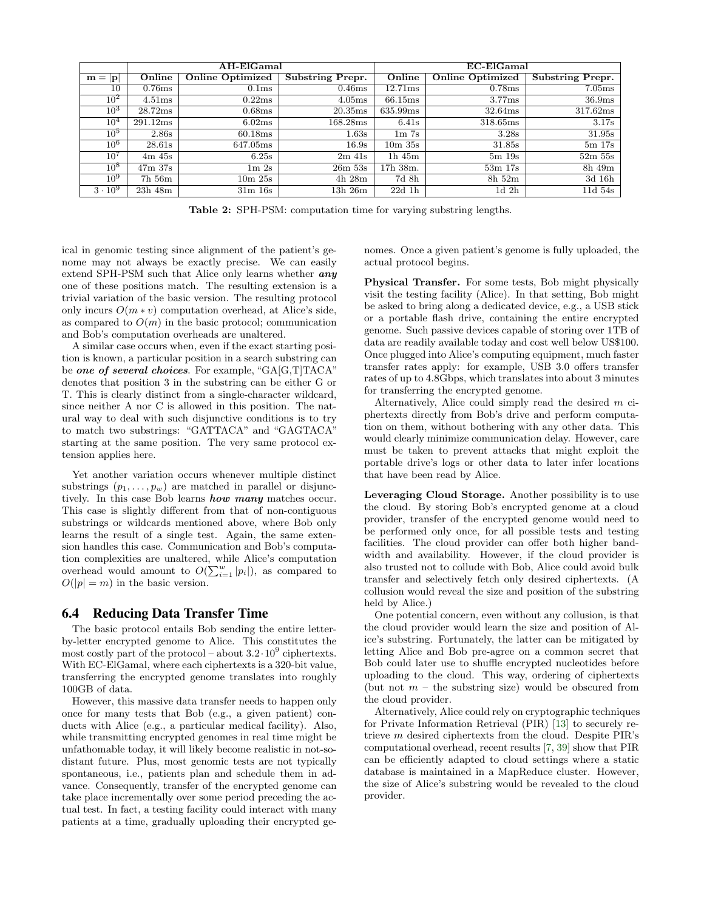| | AH-ElGamal | | | EC-ElGamal | | |
|---|---|---|---|---|---|---|
| $\mathbf{m = \|p\|}$ | **Online** | **Online Optimized** | **Substring Prepr.** | **Online** | **Online Optimized** | **Substring Prepr.** |
| 10 | 0.76ms | 0.1ms | 0.46ms | 12.71ms | 0.78ms | 7.05ms |
| $10^2$ | 4.51ms | 0.22ms | 4.05ms | 66.15ms | 3.77ms | 36.9ms |
| $10^3$ | 28.72ms | 0.68ms | 20.35ms | 635.99ms | 32.64ms | 317.62ms |
| $10^4$ | 291.12ms | 6.02ms | 168.28ms | 6.41s | 318.65ms | 3.17s |
| $10^5$ | 2.86s | 60.18ms | 1.63s | 1m 7s | 3.28s | 31.95s |
| $10^6$ | 28.61s | 647.05ms | 16.9s | 10m 35s | 31.85s | 5m 17s |
| $10^7$ | 4m 45s | 6.25s | 2m 41s | 1h 45m | 5m 19s | 52m 55s |
| $10^8$ | 47m 37s | 1m 2s | 26m 53s | 17h 38m. | 53m 17s | 8h 49m |
| $10^9$ | 7h 56m | 10m 25s | 4h 28m | 7d 8h | 8h 52m | 3d 16h |
| $3 \cdot 10^9$ | 23h 48m | 31m 16s | 13h 26m | 22d 1h | 1d 2h | 11d 54s |

**Table 2:** SPH-PSM: computation time for varying substring lengths.

ical in genomic testing since alignment of the patient's genome may not always be exactly precise. We can easily extend SPH-PSM such that Alice only learns whether ***any*** one of these positions match. The resulting extension is a trivial variation of the basic version. The resulting protocol only incurs $O(m * v)$ computation overhead, at Alice's side, as compared to $O(m)$ in the basic protocol; communication and Bob's computation overheads are unaltered.

A similar case occurs when, even if the exact starting position is known, a particular position in a search substring can be ***one of several choices***. For example, "GA[G,T]TACA" denotes that position 3 in the substring can be either G or T. This is clearly distinct from a single-character wildcard, since neither A nor C is allowed in this position. The natural way to deal with such disjunctive conditions is to try to match two substrings: "GATTACA" and "GAGTACA" starting at the same position. The very same protocol extension applies here.

Yet another variation occurs whenever multiple distinct substrings $(p_1, \ldots, p_w)$ are matched in parallel or disjunctively. In this case Bob learns ***how many*** matches occur. This case is slightly different from that of non-contiguous substrings or wildcards mentioned above, where Bob only learns the result of a single test. Again, the same extension handles this case. Communication and Bob's computation complexities are unaltered, while Alice's computation overhead would amount to $O(\sum_{i=1}^{w} |p_i|)$, as compared to $O(|p| = m)$ in the basic version.

## 6.4 Reducing Data Transfer Time

The basic protocol entails Bob sending the entire letter-by-letter encrypted genome to Alice. This constitutes the most costly part of the protocol – about $3.2 \cdot 10^9$ ciphertexts. With EC-ElGamal, where each ciphertext is a 320-bit value, transferring the encrypted genome translates into roughly 100GB of data.

However, this massive data transfer needs to happen only once for many tests that Bob (e.g., a given patient) conducts with Alice (e.g., a particular medical facility). Also, while transmitting encrypted genomes in real time might be unfathomable today, it will likely become realistic in not-so-distant future. Plus, most genomic tests are not typically spontaneous, i.e., patients plan and schedule them in advance. Consequently, transfer of the encrypted genome can take place incrementally over some period preceding the actual test. In fact, a testing facility could interact with many patients at a time, gradually uploading their encrypted genomes. Once a given patient's genome is fully uploaded, the actual protocol begins.

**Physical Transfer.** For some tests, Bob might physically visit the testing facility (Alice). In that setting, Bob might be asked to bring along a dedicated device, e.g., a USB stick or a portable flash drive, containing the entire encrypted genome. Such passive devices capable of storing over 1TB of data are readily available today and cost well below US$100. Once plugged into Alice's computing equipment, much faster transfer rates apply: for example, USB 3.0 offers transfer rates of up to 4.8Gbps, which translates into about 3 minutes for transferring the encrypted genome.

Alternatively, Alice could simply read the desired $m$ ciphertexts directly from Bob's drive and perform computation on them, without bothering with any other data. This would clearly minimize communication delay. However, care must be taken to prevent attacks that might exploit the portable drive's logs or other data to later infer locations that have been read by Alice.

**Leveraging Cloud Storage.** Another possibility is to use the cloud. By storing Bob's encrypted genome at a cloud provider, transfer of the encrypted genome would need to be performed only once, for all possible tests and testing facilities. The cloud provider can offer both higher bandwidth and availability. However, if the cloud provider is also trusted not to collude with Bob, Alice could avoid bulk transfer and selectively fetch only desired ciphertexts. (A collusion would reveal the size and position of the substring held by Alice.)

One potential concern, even without any collusion, is that the cloud provider would learn the size and position of Alice's substring. Fortunately, the latter can be mitigated by letting Alice and Bob pre-agree on a common secret that Bob could later use to shuffle encrypted nucleotides before uploading to the cloud. This way, ordering of ciphertexts (but not $m$ – the substring size) would be obscured from the cloud provider.

Alternatively, Alice could rely on cryptographic techniques for Private Information Retrieval (PIR) [13] to securely retrieve $m$ desired ciphertexts from the cloud. Despite PIR's computational overhead, recent results [7, 39] show that PIR can be efficiently adapted to cloud settings where a static database is maintained in a MapReduce cluster. However, the size of Alice's substring would be revealed to the cloud provider.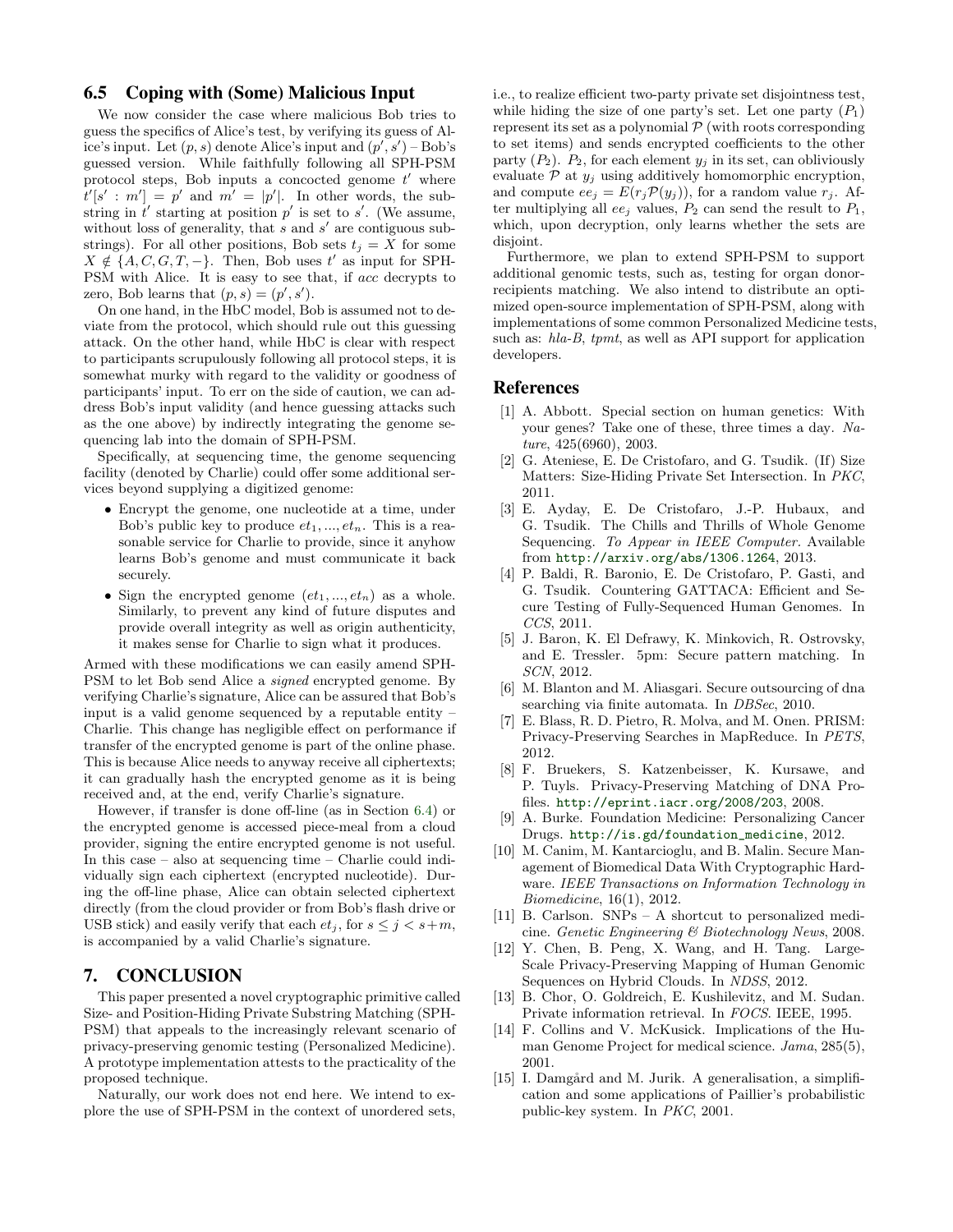### 6.5 Coping with (Some) Malicious Input

We now consider the case where malicious Bob tries to guess the specifics of Alice's test, by verifying its guess of Alice's input. Let $(p, s)$ denote Alice's input and $(p', s')$ – Bob's guessed version. While faithfully following all SPH-PSM protocol steps, Bob inputs a concocted genome $t'$ where $t'[s' : m'] = p'$ and $m' = |p'|$. In other words, the substring in $t'$ starting at position $p'$ is set to $s'$. (We assume, without loss of generality, that $s$ and $s'$ are contiguous substrings). For all other positions, Bob sets $t_j = X$ for some $X \notin \{A, C, G, T, -\}$. Then, Bob uses $t'$ as input for SPH-PSM with Alice. It is easy to see that, if *acc* decrypts to zero, Bob learns that $(p, s) = (p', s')$.

On one hand, in the HbC model, Bob is assumed not to deviate from the protocol, which should rule out this guessing attack. On the other hand, while HbC is clear with respect to participants scrupulously following all protocol steps, it is somewhat murky with regard to the validity or goodness of participants' input. To err on the side of caution, we can address Bob's input validity (and hence guessing attacks such as the one above) by indirectly integrating the genome sequencing lab into the domain of SPH-PSM.

Specifically, at sequencing time, the genome sequencing facility (denoted by Charlie) could offer some additional services beyond supplying a digitized genome:

- Encrypt the genome, one nucleotide at a time, under Bob's public key to produce $et_1, ..., et_n$. This is a reasonable service for Charlie to provide, since it anyhow learns Bob's genome and must communicate it back securely.
- Sign the encrypted genome $(et_1, ..., et_n)$ as a whole. Similarly, to prevent any kind of future disputes and provide overall integrity as well as origin authenticity, it makes sense for Charlie to sign what it produces.

Armed with these modifications we can easily amend SPH-PSM to let Bob send Alice a *signed* encrypted genome. By verifying Charlie's signature, Alice can be assured that Bob's input is a valid genome sequenced by a reputable entity – Charlie. This change has negligible effect on performance if transfer of the encrypted genome is part of the online phase. This is because Alice needs to anyway receive all ciphertexts; it can gradually hash the encrypted genome as it is being received and, at the end, verify Charlie's signature.

However, if transfer is done off-line (as in Section 6.4) or the encrypted genome is accessed piece-meal from a cloud provider, signing the entire encrypted genome is not useful. In this case – also at sequencing time – Charlie could individually sign each ciphertext (encrypted nucleotide). During the off-line phase, Alice can obtain selected ciphertext directly (from the cloud provider or from Bob's flash drive or USB stick) and easily verify that each $et_j$, for $s \le j < s+m$, is accompanied by a valid Charlie's signature.

## 7. CONCLUSION

This paper presented a novel cryptographic primitive called Size- and Position-Hiding Private Substring Matching (SPH-PSM) that appeals to the increasingly relevant scenario of privacy-preserving genomic testing (Personalized Medicine). A prototype implementation attests to the practicality of the proposed technique.

Naturally, our work does not end here. We intend to explore the use of SPH-PSM in the context of unordered sets, i.e., to realize efficient two-party private set disjointness test, while hiding the size of one party's set. Let one party $(P_1)$ represent its set as a polynomial $\mathcal{P}$ (with roots corresponding to set items) and sends encrypted coefficients to the other party $(P_2)$. $P_2$, for each element $y_j$ in its set, can obliviously evaluate $\mathcal{P}$ at $y_j$ using additively homomorphic encryption, and compute $ee_j = E(r_j \mathcal{P}(y_j))$, for a random value $r_j$. After multiplying all $ee_j$ values, $P_2$ can send the result to $P_1$, which, upon decryption, only learns whether the sets are disjoint.

Furthermore, we plan to extend SPH-PSM to support additional genomic tests, such as, testing for organ donor-recipients matching. We also intend to distribute an optimized open-source implementation of SPH-PSM, along with implementations of some common Personalized Medicine tests, such as: *hla-B*, *tpmt*, as well as API support for application developers.

## References

[1] A. Abbott. Special section on human genetics: With your genes? Take one of these, three times a day. *Nature*, 425(6960), 2003.

[2] G. Ateniese, E. De Cristofaro, and G. Tsudik. (If) Size Matters: Size-Hiding Private Set Intersection. In *PKC*, 2011.

[3] E. Ayday, E. De Cristofaro, J.-P. Hubaux, and G. Tsudik. The Chills and Thrills of Whole Genome Sequencing. *To Appear in IEEE Computer.* Available from http://arxiv.org/abs/1306.1264, 2013.

[4] P. Baldi, R. Baronio, E. De Cristofaro, P. Gasti, and G. Tsudik. Countering GATTACA: Efficient and Secure Testing of Fully-Sequenced Human Genomes. In *CCS*, 2011.

[5] J. Baron, K. El Defrawy, K. Minkovich, R. Ostrovsky, and E. Tressler. 5pm: Secure pattern matching. In *SCN*, 2012.

[6] M. Blanton and M. Aliasgari. Secure outsourcing of dna searching via finite automata. In *DBSec*, 2010.

[7] E. Blass, R. D. Pietro, R. Molva, and M. Onen. PRISM: Privacy-Preserving Searches in MapReduce. In *PETS*, 2012.

[8] F. Bruekers, S. Katzenbeisser, K. Kursawe, and P. Tuyls. Privacy-Preserving Matching of DNA Profiles. http://eprint.iacr.org/2008/203, 2008.

[9] A. Burke. Foundation Medicine: Personalizing Cancer Drugs. http://is.gd/foundation_medicine, 2012.

[10] M. Canim, M. Kantarcioglu, and B. Malin. Secure Management of Biomedical Data With Cryptographic Hardware. *IEEE Transactions on Information Technology in Biomedicine*, 16(1), 2012.

[11] B. Carlson. SNPs – A shortcut to personalized medicine. *Genetic Engineering & Biotechnology News*, 2008.

[12] Y. Chen, B. Peng, X. Wang, and H. Tang. Large-Scale Privacy-Preserving Mapping of Human Genomic Sequences on Hybrid Clouds. In *NDSS*, 2012.

[13] B. Chor, O. Goldreich, E. Kushilevitz, and M. Sudan. Private information retrieval. In *FOCS*. IEEE, 1995.

[14] F. Collins and V. McKusick. Implications of the Human Genome Project for medical science. *Jama*, 285(5), 2001.

[15] I. Damgård and M. Jurik. A generalisation, a simplification and some applications of Paillier's probabilistic public-key system. In *PKC*, 2001.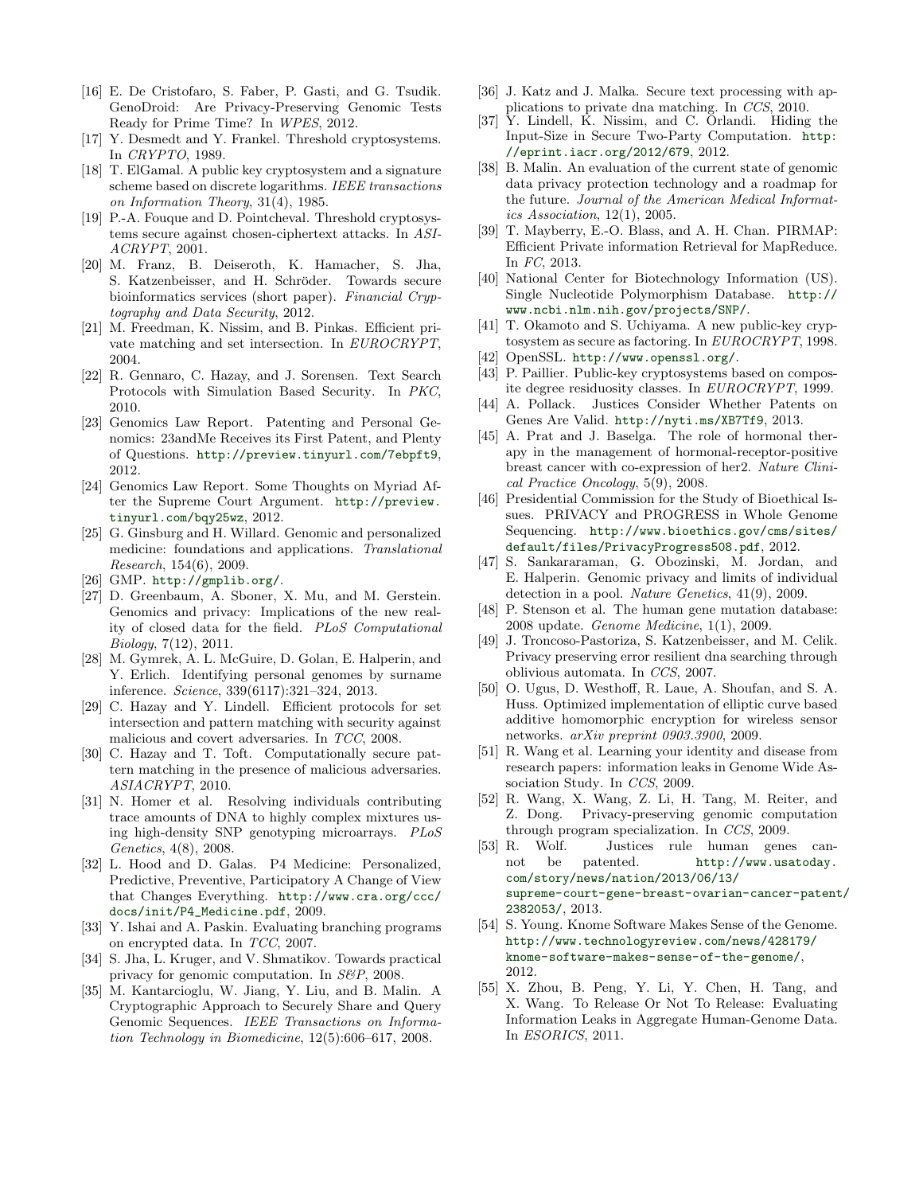[16] E. De Cristofaro, S. Faber, P. Gasti, and G. Tsudik. GenoDroid: Are Privacy-Preserving Genomic Tests Ready for Prime Time? In *WPES*, 2012.

[17] Y. Desmedt and Y. Frankel. Threshold cryptosystems. In *CRYPTO*, 1989.

[18] T. ElGamal. A public key cryptosystem and a signature scheme based on discrete logarithms. *IEEE transactions on Information Theory*, 31(4), 1985.

[19] P.-A. Fouque and D. Pointcheval. Threshold cryptosystems secure against chosen-ciphertext attacks. In *ASIACRYPT*, 2001.

[20] M. Franz, B. Deiseroth, K. Hamacher, S. Jha, S. Katzenbeisser, and H. Schröder. Towards secure bioinformatics services (short paper). *Financial Cryptography and Data Security*, 2012.

[21] M. Freedman, K. Nissim, and B. Pinkas. Efficient private matching and set intersection. In *EUROCRYPT*, 2004.

[22] R. Gennaro, C. Hazay, and J. Sorensen. Text Search Protocols with Simulation Based Security. In *PKC*, 2010.

[23] Genomics Law Report. Patenting and Personal Genomics: 23andMe Receives its First Patent, and Plenty of Questions. http://preview.tinyurl.com/7ebpft9, 2012.

[24] Genomics Law Report. Some Thoughts on Myriad After the Supreme Court Argument. http://preview.tinyurl.com/bqy25wz, 2012.

[25] G. Ginsburg and H. Willard. Genomic and personalized medicine: foundations and applications. *Translational Research*, 154(6), 2009.

[26] GMP. http://gmplib.org/.

[27] D. Greenbaum, A. Sboner, X. Mu, and M. Gerstein. Genomics and privacy: Implications of the new reality of closed data for the field. *PLoS Computational Biology*, 7(12), 2011.

[28] M. Gymrek, A. L. McGuire, D. Golan, E. Halperin, and Y. Erlich. Identifying personal genomes by surname inference. *Science*, 339(6117):321–324, 2013.

[29] C. Hazay and Y. Lindell. Efficient protocols for set intersection and pattern matching with security against malicious and covert adversaries. In *TCC*, 2008.

[30] C. Hazay and T. Toft. Computationally secure pattern matching in the presence of malicious adversaries. *ASIACRYPT*, 2010.

[31] N. Homer et al. Resolving individuals contributing trace amounts of DNA to highly complex mixtures using high-density SNP genotyping microarrays. *PLoS Genetics*, 4(8), 2008.

[32] L. Hood and D. Galas. P4 Medicine: Personalized, Predictive, Preventive, Participatory A Change of View that Changes Everything. http://www.cra.org/ccc/docs/init/P4_Medicine.pdf, 2009.

[33] Y. Ishai and A. Paskin. Evaluating branching programs on encrypted data. In *TCC*, 2007.

[34] S. Jha, L. Kruger, and V. Shmatikov. Towards practical privacy for genomic computation. In *S&P*, 2008.

[35] M. Kantarcioglu, W. Jiang, Y. Liu, and B. Malin. A Cryptographic Approach to Securely Share and Query Genomic Sequences. *IEEE Transactions on Information Technology in Biomedicine*, 12(5):606–617, 2008.

[36] J. Katz and J. Malka. Secure text processing with applications to private dna matching. In *CCS*, 2010.

[37] Y. Lindell, K. Nissim, and C. Orlandi. Hiding the Input-Size in Secure Two-Party Computation. http://eprint.iacr.org/2012/679, 2012.

[38] B. Malin. An evaluation of the current state of genomic data privacy protection technology and a roadmap for the future. *Journal of the American Medical Informatics Association*, 12(1), 2005.

[39] T. Mayberry, E.-O. Blass, and A. H. Chan. PIRMAP: Efficient Private information Retrieval for MapReduce. In *FC*, 2013.

[40] National Center for Biotechnology Information (US). Single Nucleotide Polymorphism Database. http://www.ncbi.nlm.nih.gov/projects/SNP/.

[41] T. Okamoto and S. Uchiyama. A new public-key cryptosystem as secure as factoring. In *EUROCRYPT*, 1998.

[42] OpenSSL. http://www.openssl.org/.

[43] P. Paillier. Public-key cryptosystems based on composite degree residuosity classes. In *EUROCRYPT*, 1999.

[44] A. Pollack. Justices Consider Whether Patents on Genes Are Valid. http://nyti.ms/XB7Tf9, 2013.

[45] A. Prat and J. Baselga. The role of hormonal therapy in the management of hormonal-receptor-positive breast cancer with co-expression of her2. *Nature Clinical Practice Oncology*, 5(9), 2008.

[46] Presidential Commission for the Study of Bioethical Issues. PRIVACY and PROGRESS in Whole Genome Sequencing. http://www.bioethics.gov/cms/sites/default/files/PrivacyProgress508.pdf, 2012.

[47] S. Sankararaman, G. Obozinski, M. Jordan, and E. Halperin. Genomic privacy and limits of individual detection in a pool. *Nature Genetics*, 41(9), 2009.

[48] P. Stenson et al. The human gene mutation database: 2008 update. *Genome Medicine*, 1(1), 2009.

[49] J. Troncoso-Pastoriza, S. Katzenbeisser, and M. Celik. Privacy preserving error resilient dna searching through oblivious automata. In *CCS*, 2007.

[50] O. Ugus, D. Westhoff, R. Laue, A. Shoufan, and S. A. Huss. Optimized implementation of elliptic curve based additive homomorphic encryption for wireless sensor networks. *arXiv preprint 0903.3900*, 2009.

[51] R. Wang et al. Learning your identity and disease from research papers: information leaks in Genome Wide Association Study. In *CCS*, 2009.

[52] R. Wang, X. Wang, Z. Li, H. Tang, M. Reiter, and Z. Dong. Privacy-preserving genomic computation through program specialization. In *CCS*, 2009.

[53] R. Wolf. Justices rule human genes cannot be patented. http://www.usatoday.com/story/news/nation/2013/06/13/supreme-court-gene-breast-ovarian-cancer-patent/2382053/, 2013.

[54] S. Young. Knome Software Makes Sense of the Genome. http://www.technologyreview.com/news/428179/knome-software-makes-sense-of-the-genome/, 2012.

[55] X. Zhou, B. Peng, Y. Li, Y. Chen, H. Tang, and X. Wang. To Release Or Not To Release: Evaluating Information Leaks in Aggregate Human-Genome Data. In *ESORICS*, 2011.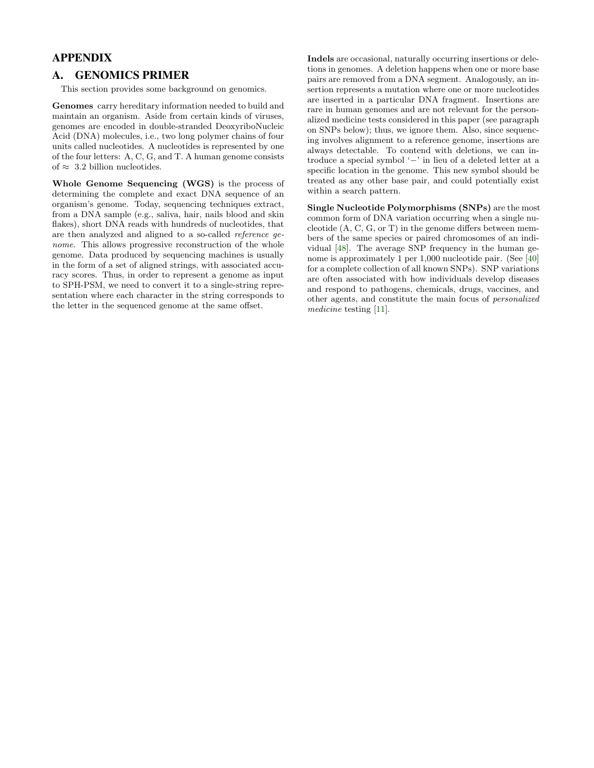# APPENDIX

## A. GENOMICS PRIMER

This section provides some background on genomics.

**Genomes** carry hereditary information needed to build and maintain an organism. Aside from certain kinds of viruses, genomes are encoded in double-stranded DeoxyriboNucleic Acid (DNA) molecules, i.e., two long polymer chains of four units called nucleotides. A nucleotides is represented by one of the four letters: A, C, G, and T. A human genome consists of $\approx$ 3.2 billion nucleotides.

**Whole Genome Sequencing (WGS)** is the process of determining the complete and exact DNA sequence of an organism's genome. Today, sequencing techniques extract, from a DNA sample (e.g., saliva, hair, nails blood and skin flakes), short DNA reads with hundreds of nucleotides, that are then analyzed and aligned to a so-called *reference genome*. This allows progressive reconstruction of the whole genome. Data produced by sequencing machines is usually in the form of a set of aligned strings, with associated accuracy scores. Thus, in order to represent a genome as input to SPH-PSM, we need to convert it to a single-string representation where each character in the string corresponds to the letter in the sequenced genome at the same offset.

**Indels** are occasional, naturally occurring insertions or deletions in genomes. A deletion happens when one or more base pairs are removed from a DNA segment. Analogously, an insertion represents a mutation where one or more nucleotides are inserted in a particular DNA fragment. Insertions are rare in human genomes and are not relevant for the personalized medicine tests considered in this paper (see paragraph on SNPs below); thus, we ignore them. Also, since sequencing involves alignment to a reference genome, insertions are always detectable. To contend with deletions, we can introduce a special symbol '−' in lieu of a deleted letter at a specific location in the genome. This new symbol should be treated as any other base pair, and could potentially exist within a search pattern.

**Single Nucleotide Polymorphisms (SNPs)** are the most common form of DNA variation occurring when a single nucleotide (A, C, G, or T) in the genome differs between members of the same species or paired chromosomes of an individual [48]. The average SNP frequency in the human genome is approximately 1 per 1,000 nucleotide pair. (See [40] for a complete collection of all known SNPs). SNP variations are often associated with how individuals develop diseases and respond to pathogens, chemicals, drugs, vaccines, and other agents, and constitute the main focus of *personalized medicine* testing [11].